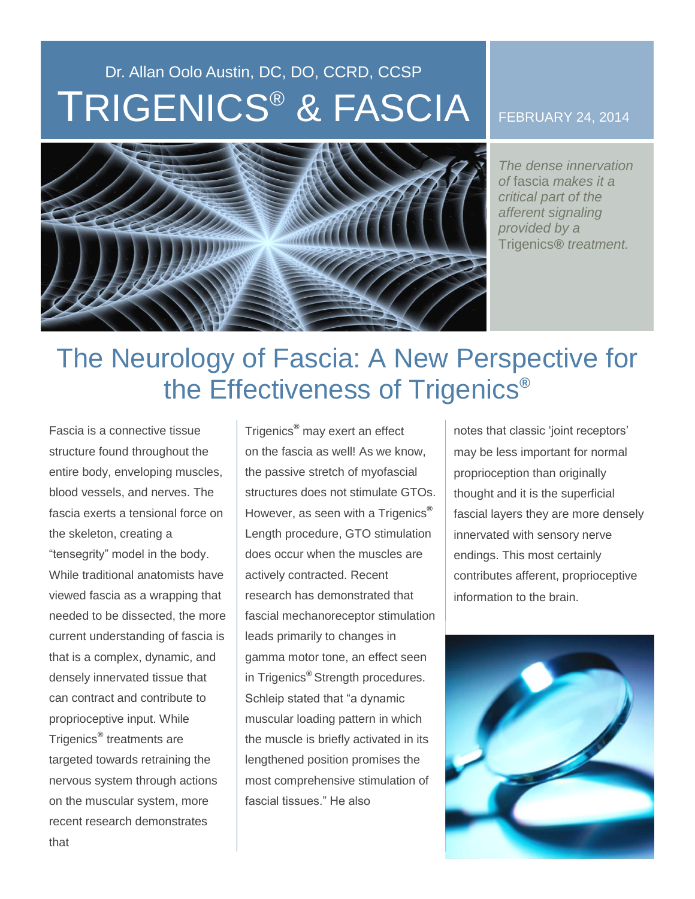Dr. Allan Oolo Austin, DC, DO, CCRD, CCSP

# TRIGENICS® & FASCIA

FEBRUARY 24, 2014

*The dense innervation of* fascia *makes it a critical part of the afferent signaling provided by a* Trigenics® *treatment.*

## The Neurology of Fascia: A New Perspective for the Effectiveness of Trigenics®

Fascia is a connective tissue structure found throughout the entire body, enveloping muscles, blood vessels, and nerves. The fascia exerts a tensional force on the skeleton, creating a "tensegrity" model in the body. While traditional anatomists have viewed fascia as a wrapping that needed to be dissected, the more current understanding of fascia is that is a complex, dynamic, and densely innervated tissue that can contract and contribute to proprioceptive input. While Trigenics® treatments are targeted towards retraining the nervous system through actions on the muscular system, more recent research demonstrates that Trigenics® may exert an effect on the fascia as well! As we know, the passive stretch of myofascial structures does not stimulate GTOs. However, as seen with a Trigenics® Length procedure, GTO stimulation does occur when the muscles are actively contracted. Recent research has demonstrated that fascial mechanoreceptor stimulation leads primarily to changes in gamma motor tone, an effect seen in Trigenics® Strength procedures. Schleip stated that "a dynamic muscular loading pattern in which the muscle is briefly activated in its lengthened position promises the most comprehensive stimulation of fascial tissues." He also notes that classic 'joint receptors' may be less important for normal proprioception than originally thought and it is the superficial fascial layers they are more densely innervated with sensory nerve endings. This most certainly contributes afferent, proprioceptive information to the brain.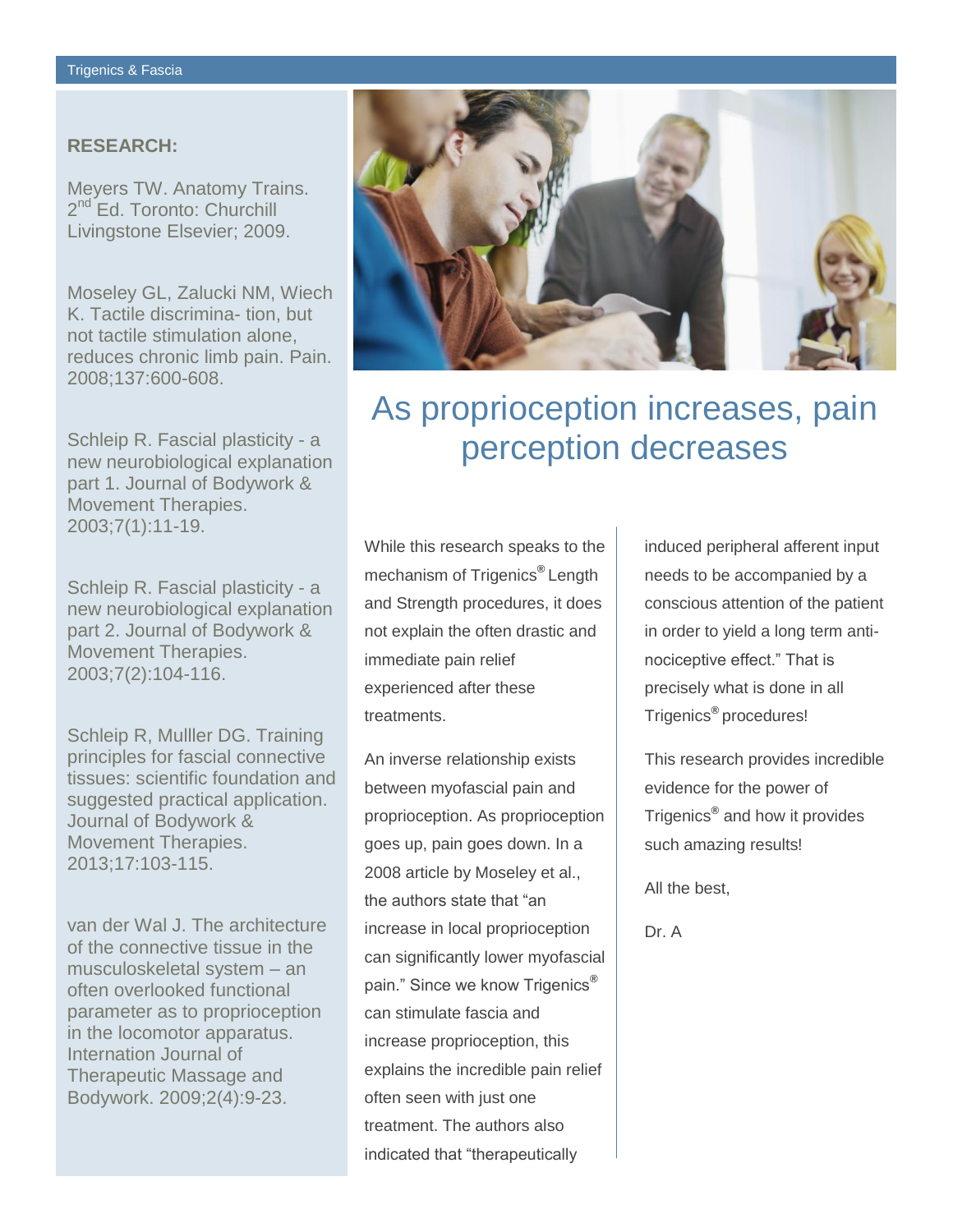# As proprioception increases, pain perception decreases

While this research speaks to the mechanism of Trigenics® Length and Strength procedures, it does not explain the often drastic and immediate pain relief experienced after these treatments.

An inverse relationship exists between myofascial pain and proprioception. As proprioception goes up, pain goes down. In a 2008 article by Moseley et al., the authors state that "an increase in local proprioception can significantly lower myofascial pain." Since we know Trigenics® can stimulate fascia and increase proprioception, this explains the incredible pain relief often seen with just one treatment. The authors also indicated that "therapeutically induced peripheral afferent input needs to be accompanied by a conscious attention of the patient in order to yield a long term anti-nociceptive effect." That is precisely what is done in all Trigenics® procedures!

This research provides incredible evidence for the power of Trigenics® and how it provides such amazing results!

All the best,

Dr. A

**RESEARCH:**

Meyers TW. Anatomy Trains. 2nd Ed. Toronto: Churchill Livingstone Elsevier; 2009.

Moseley GL, Zalucki NM, Wiech K. Tactile discrimina- tion, but not tactile stimulation alone, reduces chronic limb pain. Pain. 2008;137:600-608.

Schleip R. Fascial plasticity - a new neurobiological explanation part 1. Journal of Bodywork & Movement Therapies. 2003;7(1):11-19.

Schleip R. Fascial plasticity - a new neurobiological explanation part 2. Journal of Bodywork & Movement Therapies. 2003;7(2):104-116.

Schleip R, Mulller DG. Training principles for fascial connective tissues: scientific foundation and suggested practical application. Journal of Bodywork & Movement Therapies. 2013;17:103-115.

van der Wal J. The architecture of the connective tissue in the musculoskeletal system – an often overlooked functional parameter as to proprioception in the locomotor apparatus. Internation Journal of Therapeutic Massage and Bodywork. 2009;2(4):9-23.